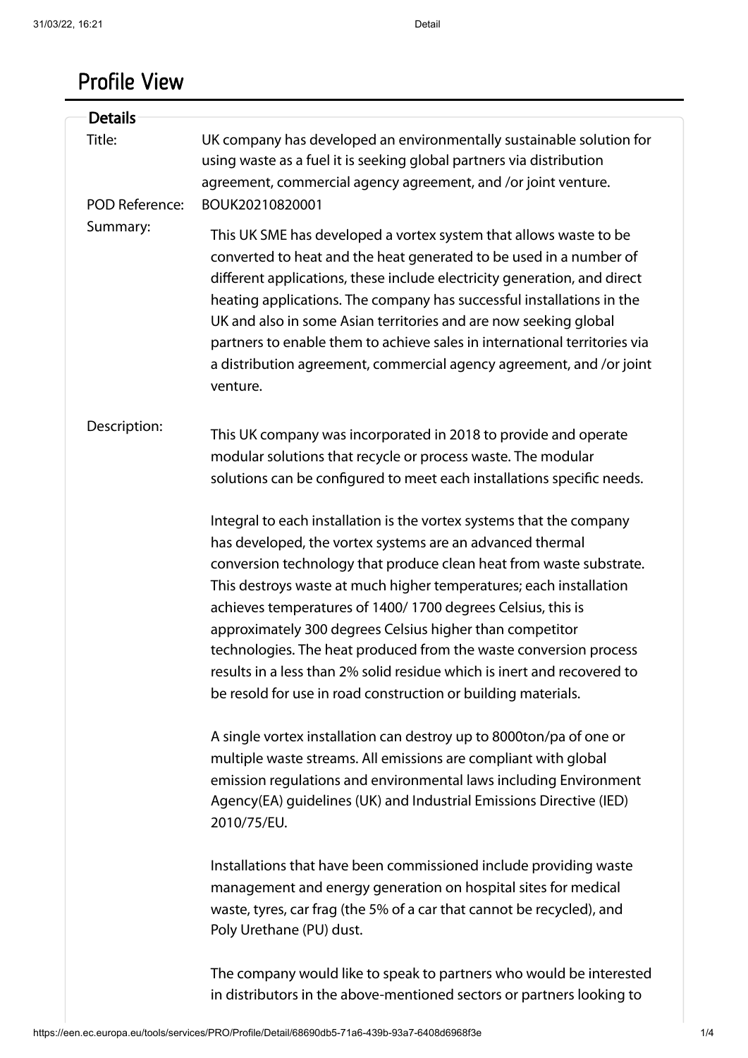# Profile View

## Details

**Title:** UK company has developed an environmentally sustainable solution for using waste as a fuel it is seeking global partners via distribution agreement, commercial agency agreement, and /or joint venture.

**POD Reference:** BOUK20210820001

**Summary:**

This UK SME has developed a vortex system that allows waste to be converted to heat and the heat generated to be used in a number of different applications, these include electricity generation, and direct heating applications. The company has successful installations in the UK and also in some Asian territories and are now seeking global partners to enable them to achieve sales in international territories via a distribution agreement, commercial agency agreement, and /or joint venture.

**Description:**

This UK company was incorporated in 2018 to provide and operate modular solutions that recycle or process waste. The modular solutions can be configured to meet each installations specific needs.

Integral to each installation is the vortex systems that the company has developed, the vortex systems are an advanced thermal conversion technology that produce clean heat from waste substrate. This destroys waste at much higher temperatures; each installation achieves temperatures of 1400/ 1700 degrees Celsius, this is approximately 300 degrees Celsius higher than competitor technologies. The heat produced from the waste conversion process results in a less than 2% solid residue which is inert and recovered to be resold for use in road construction or building materials.

A single vortex installation can destroy up to 8000ton/pa of one or multiple waste streams. All emissions are compliant with global emission regulations and environmental laws including Environment Agency(EA) guidelines (UK) and Industrial Emissions Directive (IED) 2010/75/EU.

Installations that have been commissioned include providing waste management and energy generation on hospital sites for medical waste, tyres, car frag (the 5% of a car that cannot be recycled), and Poly Urethane (PU) dust.

The company would like to speak to partners who would be interested in distributors in the above-mentioned sectors or partners looking to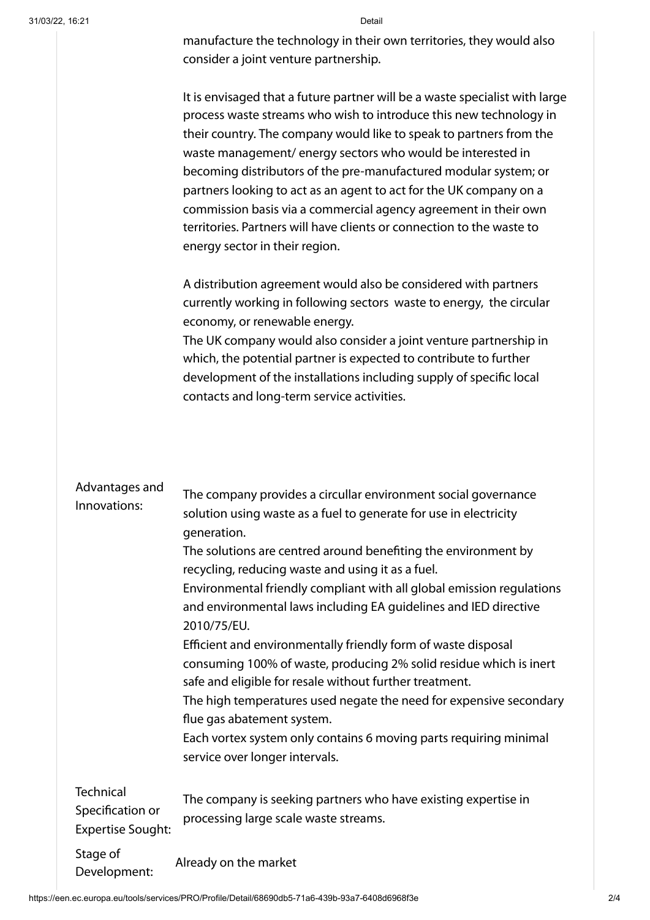manufacture the technology in their own territories, they would also consider a joint venture partnership.

It is envisaged that a future partner will be a waste specialist with large process waste streams who wish to introduce this new technology in their country. The company would like to speak to partners from the waste management/ energy sectors who would be interested in becoming distributors of the pre-manufactured modular system; or partners looking to act as an agent to act for the UK company on a commission basis via a commercial agency agreement in their own territories. Partners will have clients or connection to the waste to energy sector in their region.

A distribution agreement would also be considered with partners currently working in following sectors waste to energy, the circular economy, or renewable energy.
The UK company would also consider a joint venture partnership in which, the potential partner is expected to contribute to further development of the installations including supply of specific local contacts and long-term service activities.

**Advantages and Innovations:**

The company provides a circullar environment social governance solution using waste as a fuel to generate for use in electricity generation.
The solutions are centred around benefiting the environment by recycling, reducing waste and using it as a fuel.
Environmental friendly compliant with all global emission regulations and environmental laws including EA guidelines and IED directive 2010/75/EU.
Efficient and environmentally friendly form of waste disposal consuming 100% of waste, producing 2% solid residue which is inert safe and eligible for resale without further treatment.
The high temperatures used negate the need for expensive secondary flue gas abatement system.
Each vortex system only contains 6 moving parts requiring minimal service over longer intervals.

**Technical Specification or Expertise Sought:**

The company is seeking partners who have existing expertise in processing large scale waste streams.

**Stage of Development:**

Already on the market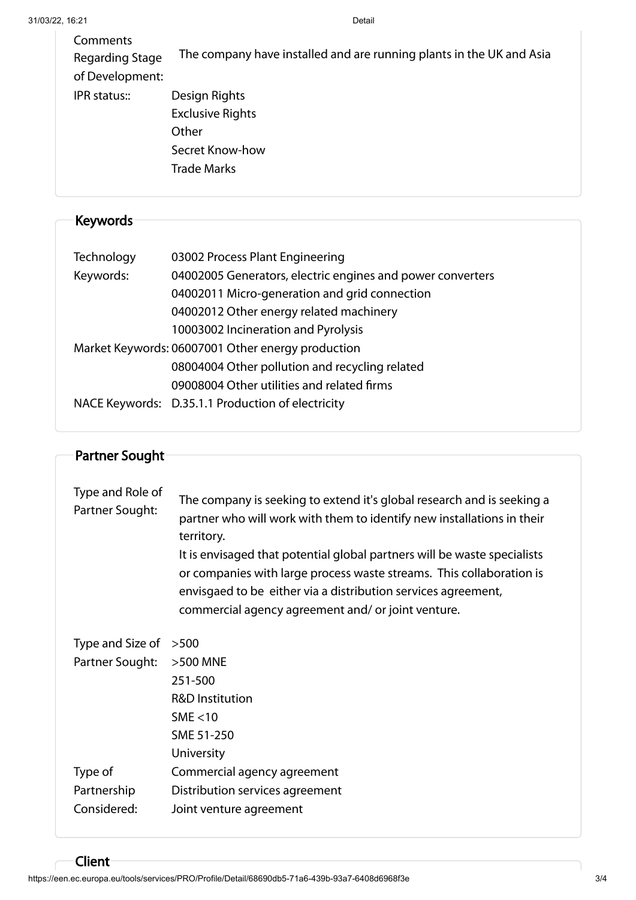| | |
|---|---|
| Comments Regarding Stage of Development: | The company have installed and are running plants in the UK and Asia |
| IPR status:: | Design Rights<br>Exclusive Rights<br>Other<br>Secret Know-how<br>Trade Marks |

## Keywords

| | |
|---|---|
| Technology Keywords: | 03002 Process Plant Engineering<br>04002005 Generators, electric engines and power converters<br>04002011 Micro-generation and grid connection<br>04002012 Other energy related machinery<br>10003002 Incineration and Pyrolysis |
| Market Keywords: | 06007001 Other energy production<br>08004004 Other pollution and recycling related<br>09008004 Other utilities and related firms |
| NACE Keywords: | D.35.1.1 Production of electricity |

## Partner Sought

| | |
|---|---|
| Type and Role of Partner Sought: | The company is seeking to extend it's global research and is seeking a partner who will work with them to identify new installations in their territory.<br>It is envisaged that potential global partners will be waste specialists or companies with large process waste streams. This collaboration is envisgaed to be either via a distribution services agreement, commercial agency agreement and/ or joint venture. |
| Type and Size of Partner Sought: | >500<br>>500 MNE<br>251-500<br>R&D Institution<br>SME <10<br>SME 51-250<br>University |
| Type of Partnership Considered: | Commercial agency agreement<br>Distribution services agreement<br>Joint venture agreement |

## Client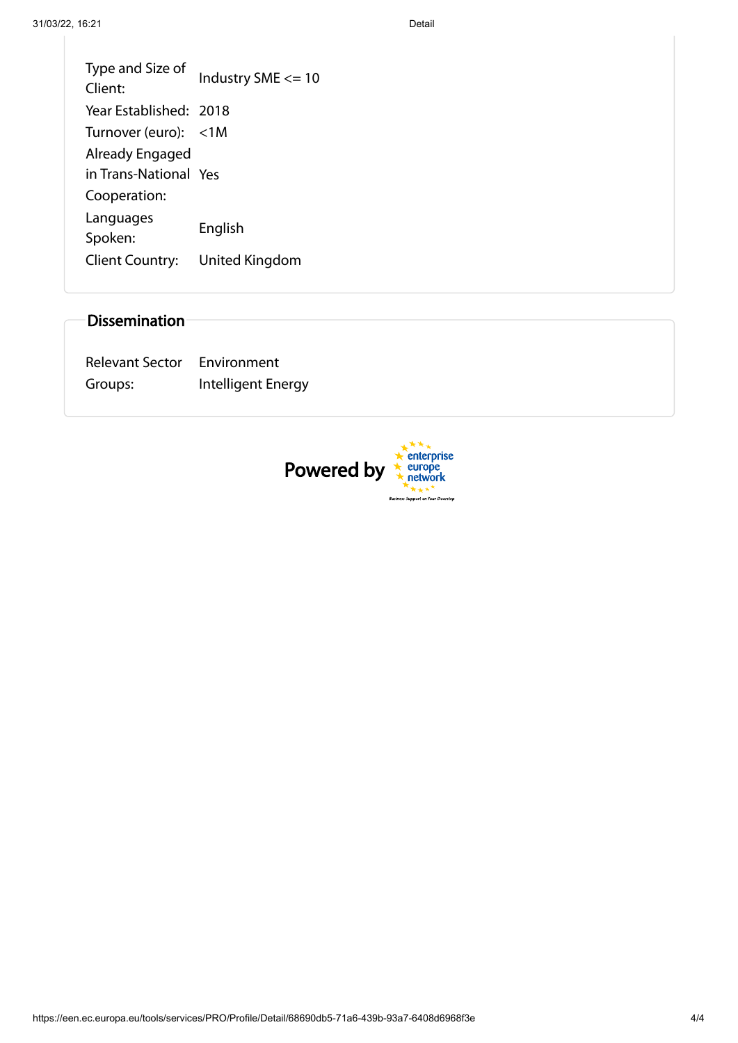| | |
|---|---|
| Type and Size of Client: | Industry SME <= 10 |
| Year Established: | 2018 |
| Turnover (euro): | <1M |
| Already Engaged in Trans-National Cooperation: | Yes |
| Languages Spoken: | English |
| Client Country: | United Kingdom |

## Dissemination

| | |
|---|---|
| Relevant Sector Groups: | Environment<br>Intelligent Energy |

Powered by enterprise europe network